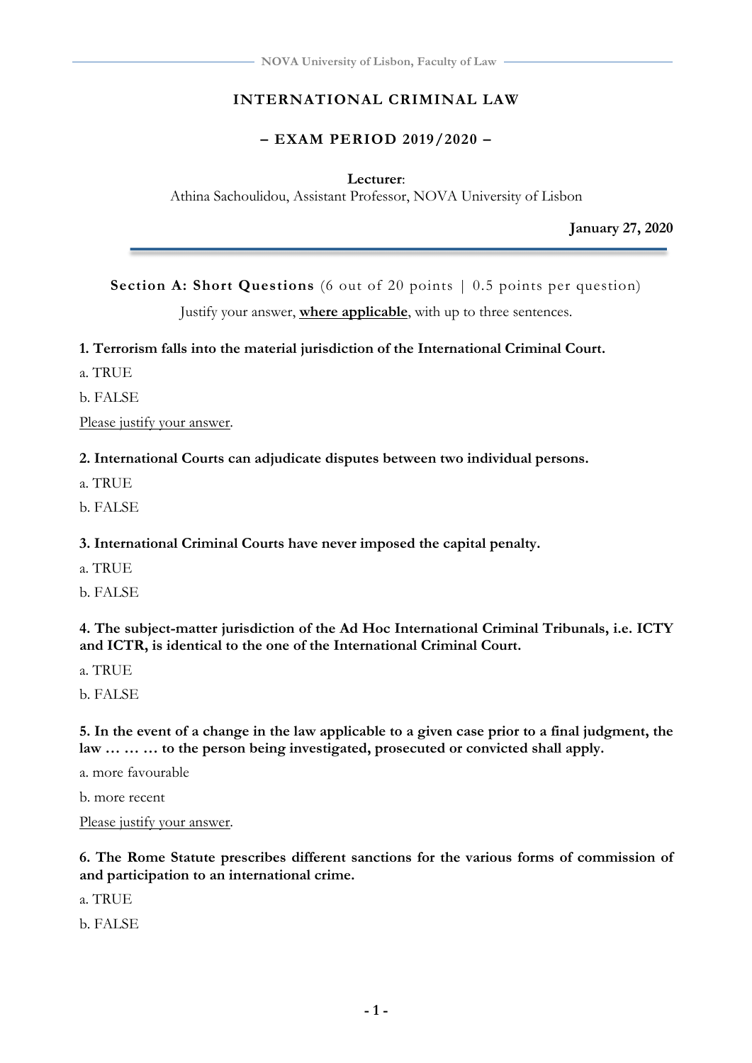# INTERNATIONAL CRIMINAL LAW

## – EXAM PERIOD 2019/2020 –

**Lecturer**:
Athina Sachoulidou, Assistant Professor, NOVA University of Lisbon

**January 27, 2020**

---

**Section A: Short Questions** (6 out of 20 points | 0.5 points per question)

Justify your answer, <u>**where applicable**</u>, with up to three sentences.

**1. Terrorism falls into the material jurisdiction of the International Criminal Court.**

a. TRUE

b. FALSE

<u>Please justify your answer</u>.

**2. International Courts can adjudicate disputes between two individual persons.**

a. TRUE

b. FALSE

**3. International Criminal Courts have never imposed the capital penalty.**

a. TRUE

b. FALSE

**4. The subject-matter jurisdiction of the Ad Hoc International Criminal Tribunals, i.e. ICTY and ICTR, is identical to the one of the International Criminal Court.**

a. TRUE

b. FALSE

**5. In the event of a change in the law applicable to a given case prior to a final judgment, the law … … … to the person being investigated, prosecuted or convicted shall apply.**

a. more favourable

b. more recent

<u>Please justify your answer</u>.

**6. The Rome Statute prescribes different sanctions for the various forms of commission of and participation to an international crime.**

a. TRUE

b. FALSE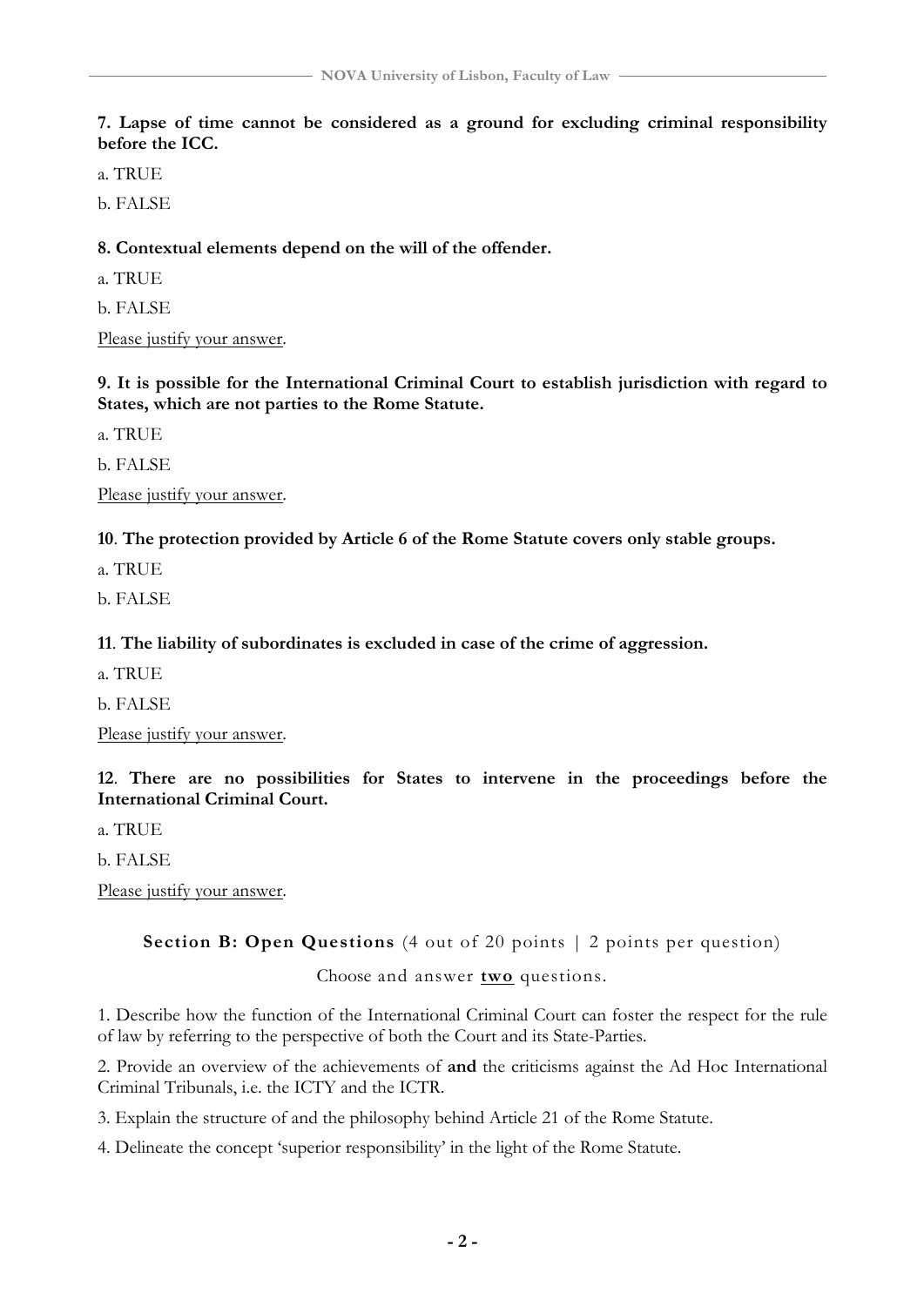**7. Lapse of time cannot be considered as a ground for excluding criminal responsibility before the ICC.**

a. TRUE

b. FALSE

**8. Contextual elements depend on the will of the offender.**

a. TRUE

b. FALSE

Please justify your answer.

**9. It is possible for the International Criminal Court to establish jurisdiction with regard to States, which are not parties to the Rome Statute.**

a. TRUE

b. FALSE

Please justify your answer.

**10**. **The protection provided by Article 6 of the Rome Statute covers only stable groups.**

a. TRUE

b. FALSE

**11**. **The liability of subordinates is excluded in case of the crime of aggression.**

a. TRUE

b. FALSE

Please justify your answer.

**12**. **There are no possibilities for States to intervene in the proceedings before the International Criminal Court.**

a. TRUE

b. FALSE

Please justify your answer.

## **Section B: Open Questions** (4 out of 20 points | 2 points per question)

Choose and answer **two** questions.

1. Describe how the function of the International Criminal Court can foster the respect for the rule of law by referring to the perspective of both the Court and its State-Parties.

2. Provide an overview of the achievements of **and** the criticisms against the Ad Hoc International Criminal Tribunals, i.e. the ICTY and the ICTR.

3. Explain the structure of and the philosophy behind Article 21 of the Rome Statute.

4. Delineate the concept 'superior responsibility' in the light of the Rome Statute.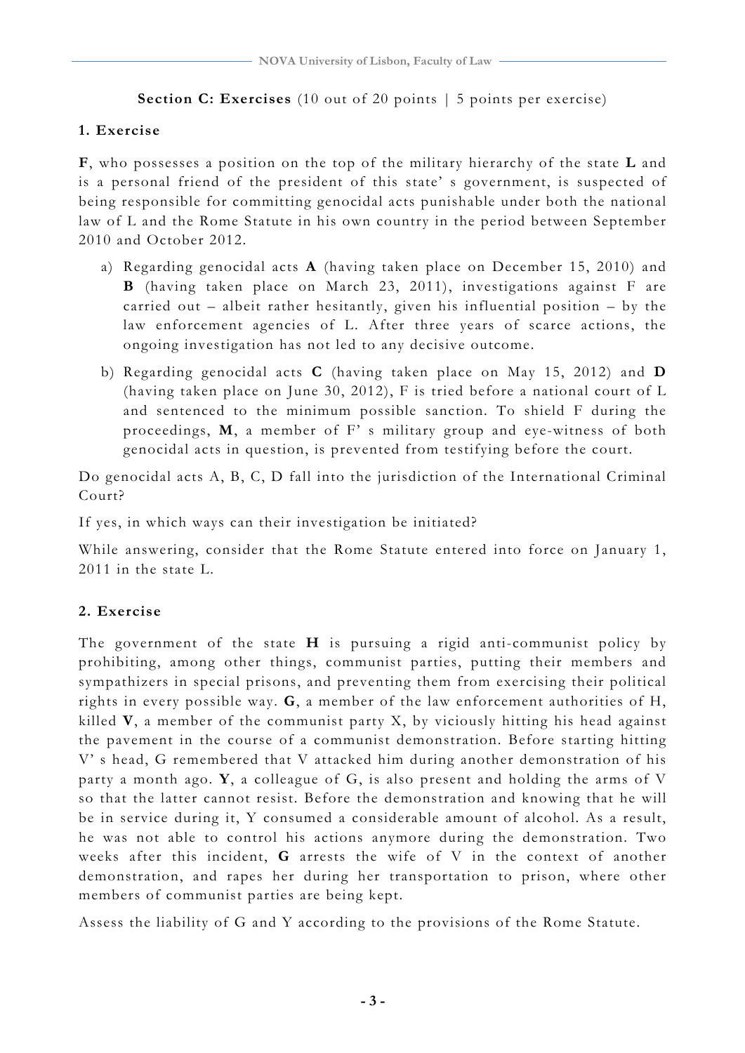**Section C: Exercises** (10 out of 20 points | 5 points per exercise)

### 1. Exercise

**F**, who possesses a position on the top of the military hierarchy of the state **L** and is a personal friend of the president of this state' s government, is suspected of being responsible for committing genocidal acts punishable under both the national law of L and the Rome Statute in his own country in the period between September 2010 and October 2012.

a) Regarding genocidal acts **A** (having taken place on December 15, 2010) and **B** (having taken place on March 23, 2011), investigations against F are carried out – albeit rather hesitantly, given his influential position – by the law enforcement agencies of L. After three years of scarce actions, the ongoing investigation has not led to any decisive outcome.

b) Regarding genocidal acts **C** (having taken place on May 15, 2012) and **D** (having taken place on June 30, 2012), F is tried before a national court of L and sentenced to the minimum possible sanction. To shield F during the proceedings, **M**, a member of F' s military group and eye-witness of both genocidal acts in question, is prevented from testifying before the court.

Do genocidal acts A, B, C, D fall into the jurisdiction of the International Criminal Court?

If yes, in which ways can their investigation be initiated?

While answering, consider that the Rome Statute entered into force on January 1, 2011 in the state L.

### 2. Exercise

The government of the state **H** is pursuing a rigid anti-communist policy by prohibiting, among other things, communist parties, putting their members and sympathizers in special prisons, and preventing them from exercising their political rights in every possible way. **G**, a member of the law enforcement authorities of H, killed **V**, a member of the communist party X, by viciously hitting his head against the pavement in the course of a communist demonstration. Before starting hitting V' s head, G remembered that V attacked him during another demonstration of his party a month ago. **Y**, a colleague of G, is also present and holding the arms of V so that the latter cannot resist. Before the demonstration and knowing that he will be in service during it, Y consumed a considerable amount of alcohol. As a result, he was not able to control his actions anymore during the demonstration. Two weeks after this incident, **G** arrests the wife of V in the context of another demonstration, and rapes her during her transportation to prison, where other members of communist parties are being kept.

Assess the liability of G and Y according to the provisions of the Rome Statute.